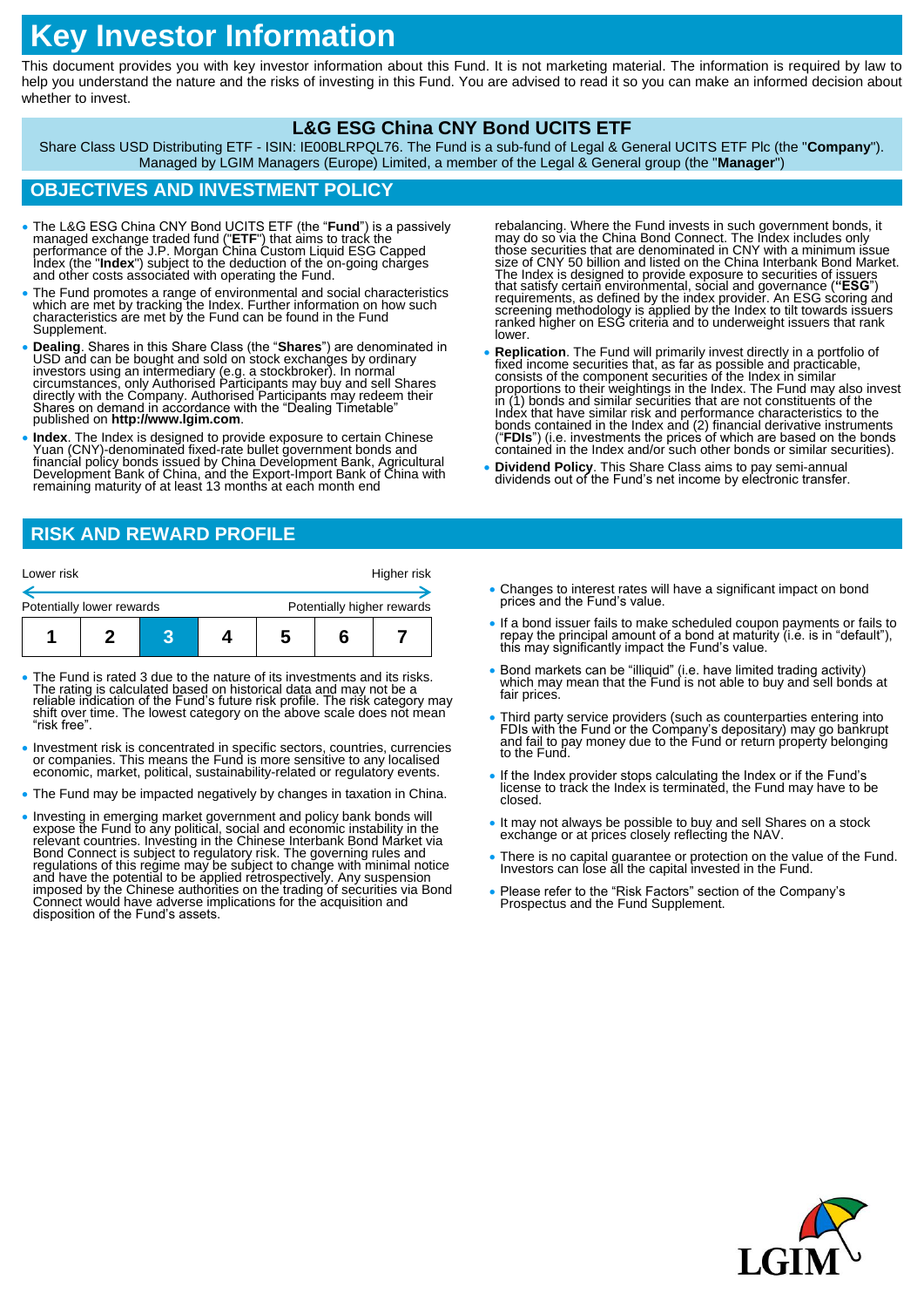# Key Investor Information

This document provides you with key investor information about this Fund. It is not marketing material. The information is required by law to help you understand the nature and the risks of investing in this Fund. You are advised to read it so you can make an informed decision about whether to invest.

## L&G ESG China CNY Bond UCITS ETF

Share Class USD Distributing ETF - ISIN: IE00BLRPQL76. The Fund is a sub-fund of Legal & General UCITS ETF Plc (the "**Company**"). Managed by LGIM Managers (Europe) Limited, a member of the Legal & General group (the "**Manager**")

## OBJECTIVES AND INVESTMENT POLICY

- The L&G ESG China CNY Bond UCITS ETF (the "**Fund**") is a passively managed exchange traded fund ("**ETF**") that aims to track the performance of the J.P. Morgan China Custom Liquid ESG Capped Index (the "**Index**") subject to the deduction of the on-going charges and other costs associated with operating the Fund.
- The Fund promotes a range of environmental and social characteristics which are met by tracking the Index. Further information on how such characteristics are met by the Fund can be found in the Fund Supplement.
- **Dealing**. Shares in this Share Class (the "**Shares**") are denominated in USD and can be bought and sold on stock exchanges by ordinary investors using an intermediary (e.g. a stockbroker). In normal circumstances, only Authorised Participants may buy and sell Shares directly with the Company. Authorised Participants may redeem their Shares on demand in accordance with the "Dealing Timetable" published on **http://www.lgim.com**.
- **Index**. The Index is designed to provide exposure to certain Chinese Yuan (CNY)-denominated fixed-rate bullet government bonds and financial policy bonds issued by China Development Bank, Agricultural Development Bank of China, and the Export-Import Bank of China with remaining maturity of at least 13 months at each month end rebalancing. Where the Fund invests in such government bonds, it may do so via the China Bond Connect. The Index includes only those securities that are denominated in CNY with a minimum issue size of CNY 50 billion and listed on the China Interbank Bond Market. The Index is designed to provide exposure to securities of issuers that satisfy certain environmental, social and governance (**"ESG"**) requirements, as defined by the index provider. An ESG scoring and screening methodology is applied by the Index to tilt towards issuers ranked higher on ESG criteria and to underweight issuers that rank lower.
- **Replication**. The Fund will primarily invest directly in a portfolio of fixed income securities that, as far as possible and practicable, consists of the component securities of the Index in similar proportions to their weightings in the Index. The Fund may also invest in (1) bonds and similar securities that are not constituents of the Index that have similar risk and performance characteristics to the bonds contained in the Index and (2) financial derivative instruments ("**FDIs**") (i.e. investments the prices of which are based on the bonds contained in the Index and/or such other bonds or similar securities).
- **Dividend Policy**. This Share Class aims to pay semi-annual dividends out of the Fund's net income by electronic transfer.

## RISK AND REWARD PROFILE

Lower risk — Higher risk

Potentially lower rewards — Potentially higher rewards

| 1 | 2 | **3** | 4 | 5 | 6 | 7 |
|---|---|---|---|---|---|---|

- The Fund is rated 3 due to the nature of its investments and its risks. The rating is calculated based on historical data and may not be a reliable indication of the Fund's future risk profile. The risk category may shift over time. The lowest category on the above scale does not mean "risk free".
- Investment risk is concentrated in specific sectors, countries, currencies or companies. This means the Fund is more sensitive to any localised economic, market, political, sustainability-related or regulatory events.
- The Fund may be impacted negatively by changes in taxation in China.
- Investing in emerging market government and policy bank bonds will expose the Fund to any political, social and economic instability in the relevant countries. Investing in the Chinese Interbank Bond Market via Bond Connect is subject to regulatory risk. The governing rules and regulations of this regime may be subject to change with minimal notice and have the potential to be applied retrospectively. Any suspension imposed by the Chinese authorities on the trading of securities via Bond Connect would have adverse implications for the acquisition and disposition of the Fund's assets.
- Changes to interest rates will have a significant impact on bond prices and the Fund's value.
- If a bond issuer fails to make scheduled coupon payments or fails to repay the principal amount of a bond at maturity (i.e. is in "default"), this may significantly impact the Fund's value.
- Bond markets can be "illiquid" (i.e. have limited trading activity) which may mean that the Fund is not able to buy and sell bonds at fair prices.
- Third party service providers (such as counterparties entering into FDIs with the Fund or the Company's depositary) may go bankrupt and fail to pay money due to the Fund or return property belonging to the Fund.
- If the Index provider stops calculating the Index or if the Fund's license to track the Index is terminated, the Fund may have to be closed.
- It may not always be possible to buy and sell Shares on a stock exchange or at prices closely reflecting the NAV.
- There is no capital guarantee or protection on the value of the Fund. Investors can lose all the capital invested in the Fund.
- Please refer to the "Risk Factors" section of the Company's Prospectus and the Fund Supplement.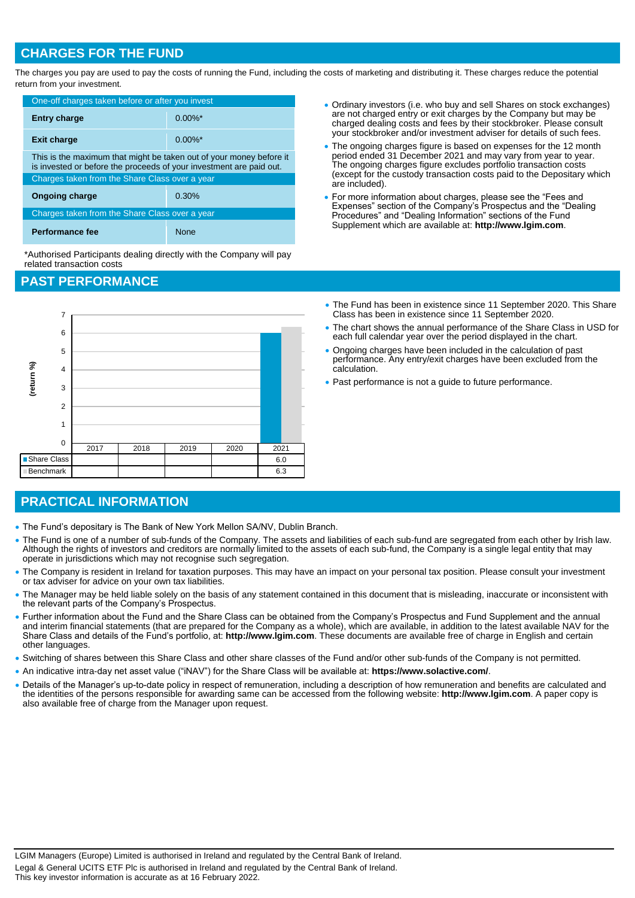## CHARGES FOR THE FUND

The charges you pay are used to pay the costs of running the Fund, including the costs of marketing and distributing it. These charges reduce the potential return from your investment.

| One-off charges taken before or after you invest | |
|---|---|
| **Entry charge** | 0.00%* |
| **Exit charge** | 0.00%* |
| This is the maximum that might be taken out of your money before it is invested or before the proceeds of your investment are paid out. | |
| Charges taken from the Share Class over a year | |
| **Ongoing charge** | 0.30% |
| Charges taken from the Share Class over a year | |
| **Performance fee** | None |

*Authorised Participants dealing directly with the Company will pay related transaction costs

- Ordinary investors (i.e. who buy and sell Shares on stock exchanges) are not charged entry or exit charges by the Company but may be charged dealing costs and fees by their stockbroker. Please consult your stockbroker and/or investment adviser for details of such fees.
- The ongoing charges figure is based on expenses for the 12 month period ended 31 December 2021 and may vary from year to year. The ongoing charges figure excludes portfolio transaction costs (except for the custody transaction costs paid to the Depositary which are included).
- For more information about charges, please see the "Fees and Expenses" section of the Company's Prospectus and the "Dealing Procedures" and "Dealing Information" sections of the Fund Supplement which are available at: **http://www.lgim.com**.

## PAST PERFORMANCE

(return %)
7
6
5
4
3
2
1
0
2017
2018
2019
2020
2021
Share Class: 2021: 6.0
Benchmark: 2021: 6.3

- The Fund has been in existence since 11 September 2020. This Share Class has been in existence since 11 September 2020.
- The chart shows the annual performance of the Share Class in USD for each full calendar year over the period displayed in the chart.
- Ongoing charges have been included in the calculation of past performance. Any entry/exit charges have been excluded from the calculation.
- Past performance is not a guide to future performance.

## PRACTICAL INFORMATION

- The Fund's depositary is The Bank of New York Mellon SA/NV, Dublin Branch.
- The Fund is one of a number of sub-funds of the Company. The assets and liabilities of each sub-fund are segregated from each other by Irish law. Although the rights of investors and creditors are normally limited to the assets of each sub-fund, the Company is a single legal entity that may operate in jurisdictions which may not recognise such segregation.
- The Company is resident in Ireland for taxation purposes. This may have an impact on your personal tax position. Please consult your investment or tax adviser for advice on your own tax liabilities.
- The Manager may be held liable solely on the basis of any statement contained in this document that is misleading, inaccurate or inconsistent with the relevant parts of the Company's Prospectus.
- Further information about the Fund and the Share Class can be obtained from the Company's Prospectus and Fund Supplement and the annual and interim financial statements (that are prepared for the Company as a whole), which are available, in addition to the latest available NAV for the Share Class and details of the Fund's portfolio, at: **http://www.lgim.com**. These documents are available free of charge in English and certain other languages.
- Switching of shares between this Share Class and other share classes of the Fund and/or other sub-funds of the Company is not permitted.
- An indicative intra-day net asset value ("iNAV") for the Share Class will be available at: **https://www.solactive.com/**.
- Details of the Manager's up-to-date policy in respect of remuneration, including a description of how remuneration and benefits are calculated and the identities of the persons responsible for awarding same can be accessed from the following website: **http://www.lgim.com**. A paper copy is also available free of charge from the Manager upon request.

LGIM Managers (Europe) Limited is authorised in Ireland and regulated by the Central Bank of Ireland.
Legal & General UCITS ETF Plc is authorised in Ireland and regulated by the Central Bank of Ireland.
This key investor information is accurate as at 16 February 2022.